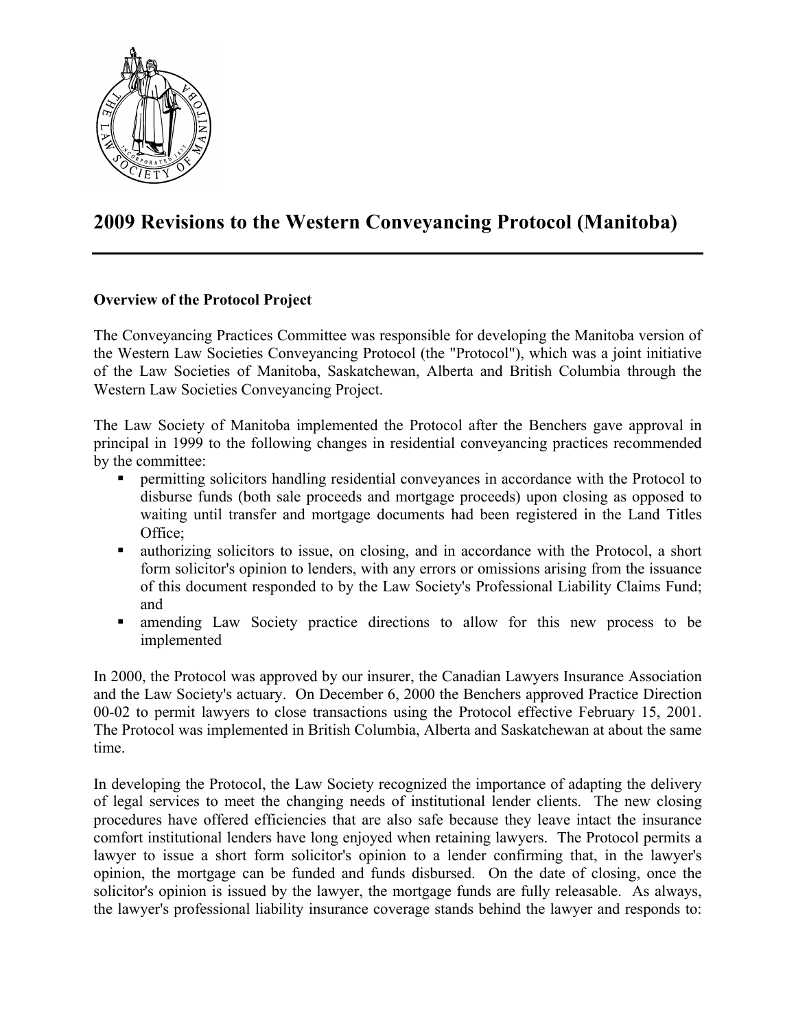# 2009 Revisions to the Western Conveyancing Protocol (Manitoba)

**Overview of the Protocol Project**

The Conveyancing Practices Committee was responsible for developing the Manitoba version of the Western Law Societies Conveyancing Protocol (the "Protocol"), which was a joint initiative of the Law Societies of Manitoba, Saskatchewan, Alberta and British Columbia through the Western Law Societies Conveyancing Project.

The Law Society of Manitoba implemented the Protocol after the Benchers gave approval in principal in 1999 to the following changes in residential conveyancing practices recommended by the committee:

- permitting solicitors handling residential conveyances in accordance with the Protocol to disburse funds (both sale proceeds and mortgage proceeds) upon closing as opposed to waiting until transfer and mortgage documents had been registered in the Land Titles Office;
- authorizing solicitors to issue, on closing, and in accordance with the Protocol, a short form solicitor's opinion to lenders, with any errors or omissions arising from the issuance of this document responded to by the Law Society's Professional Liability Claims Fund; and
- amending Law Society practice directions to allow for this new process to be implemented

In 2000, the Protocol was approved by our insurer, the Canadian Lawyers Insurance Association and the Law Society's actuary. On December 6, 2000 the Benchers approved Practice Direction 00-02 to permit lawyers to close transactions using the Protocol effective February 15, 2001. The Protocol was implemented in British Columbia, Alberta and Saskatchewan at about the same time.

In developing the Protocol, the Law Society recognized the importance of adapting the delivery of legal services to meet the changing needs of institutional lender clients. The new closing procedures have offered efficiencies that are also safe because they leave intact the insurance comfort institutional lenders have long enjoyed when retaining lawyers. The Protocol permits a lawyer to issue a short form solicitor's opinion to a lender confirming that, in the lawyer's opinion, the mortgage can be funded and funds disbursed. On the date of closing, once the solicitor's opinion is issued by the lawyer, the mortgage funds are fully releasable. As always, the lawyer's professional liability insurance coverage stands behind the lawyer and responds to: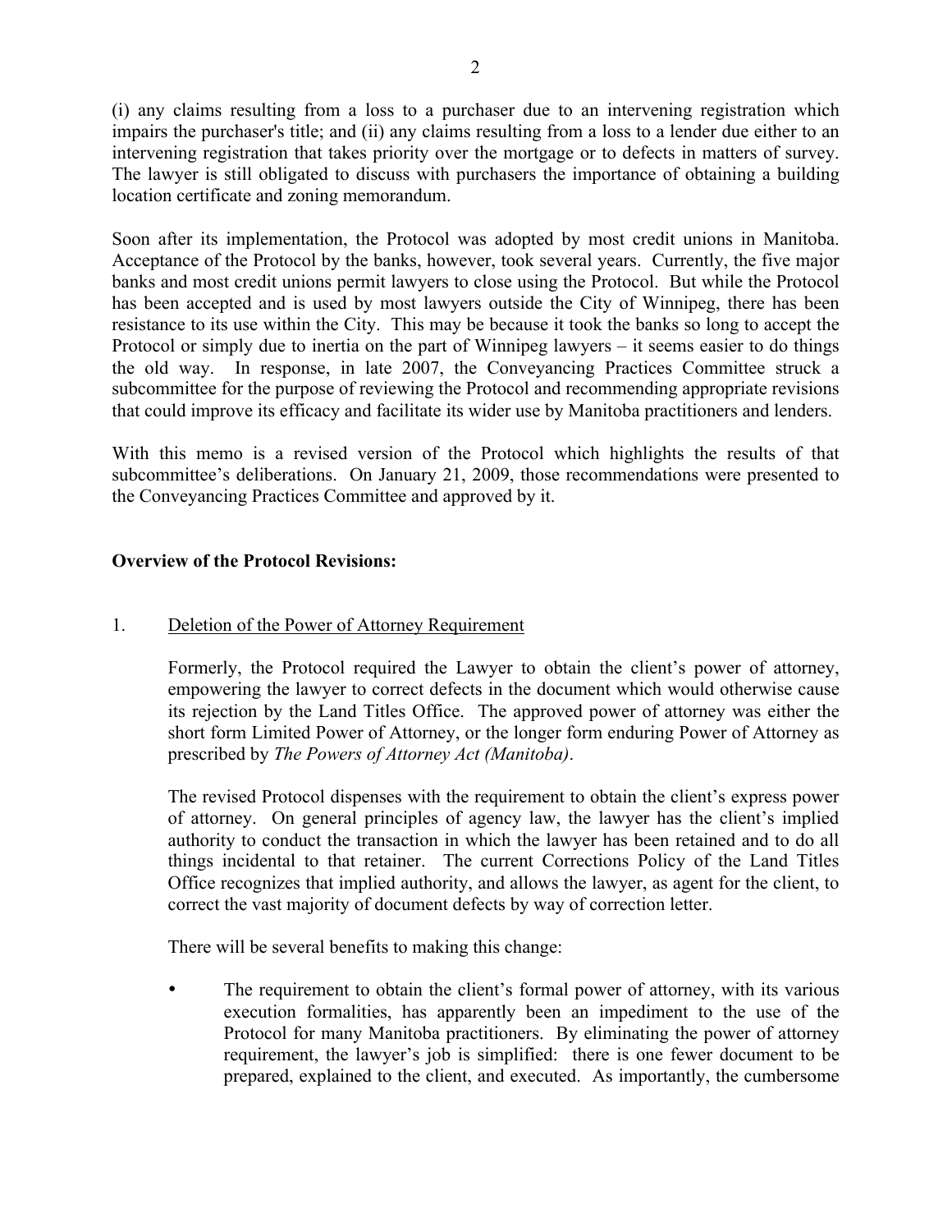(i) any claims resulting from a loss to a purchaser due to an intervening registration which impairs the purchaser's title; and (ii) any claims resulting from a loss to a lender due either to an intervening registration that takes priority over the mortgage or to defects in matters of survey. The lawyer is still obligated to discuss with purchasers the importance of obtaining a building location certificate and zoning memorandum.

Soon after its implementation, the Protocol was adopted by most credit unions in Manitoba. Acceptance of the Protocol by the banks, however, took several years. Currently, the five major banks and most credit unions permit lawyers to close using the Protocol. But while the Protocol has been accepted and is used by most lawyers outside the City of Winnipeg, there has been resistance to its use within the City. This may be because it took the banks so long to accept the Protocol or simply due to inertia on the part of Winnipeg lawyers – it seems easier to do things the old way. In response, in late 2007, the Conveyancing Practices Committee struck a subcommittee for the purpose of reviewing the Protocol and recommending appropriate revisions that could improve its efficacy and facilitate its wider use by Manitoba practitioners and lenders.

With this memo is a revised version of the Protocol which highlights the results of that subcommittee's deliberations. On January 21, 2009, those recommendations were presented to the Conveyancing Practices Committee and approved by it.

**Overview of the Protocol Revisions:**

1. <u>Deletion of the Power of Attorney Requirement</u>

   Formerly, the Protocol required the Lawyer to obtain the client's power of attorney, empowering the lawyer to correct defects in the document which would otherwise cause its rejection by the Land Titles Office. The approved power of attorney was either the short form Limited Power of Attorney, or the longer form enduring Power of Attorney as prescribed by *The Powers of Attorney Act (Manitoba)*.

   The revised Protocol dispenses with the requirement to obtain the client's express power of attorney. On general principles of agency law, the lawyer has the client's implied authority to conduct the transaction in which the lawyer has been retained and to do all things incidental to that retainer. The current Corrections Policy of the Land Titles Office recognizes that implied authority, and allows the lawyer, as agent for the client, to correct the vast majority of document defects by way of correction letter.

   There will be several benefits to making this change:

   - The requirement to obtain the client's formal power of attorney, with its various execution formalities, has apparently been an impediment to the use of the Protocol for many Manitoba practitioners. By eliminating the power of attorney requirement, the lawyer's job is simplified: there is one fewer document to be prepared, explained to the client, and executed. As importantly, the cumbersome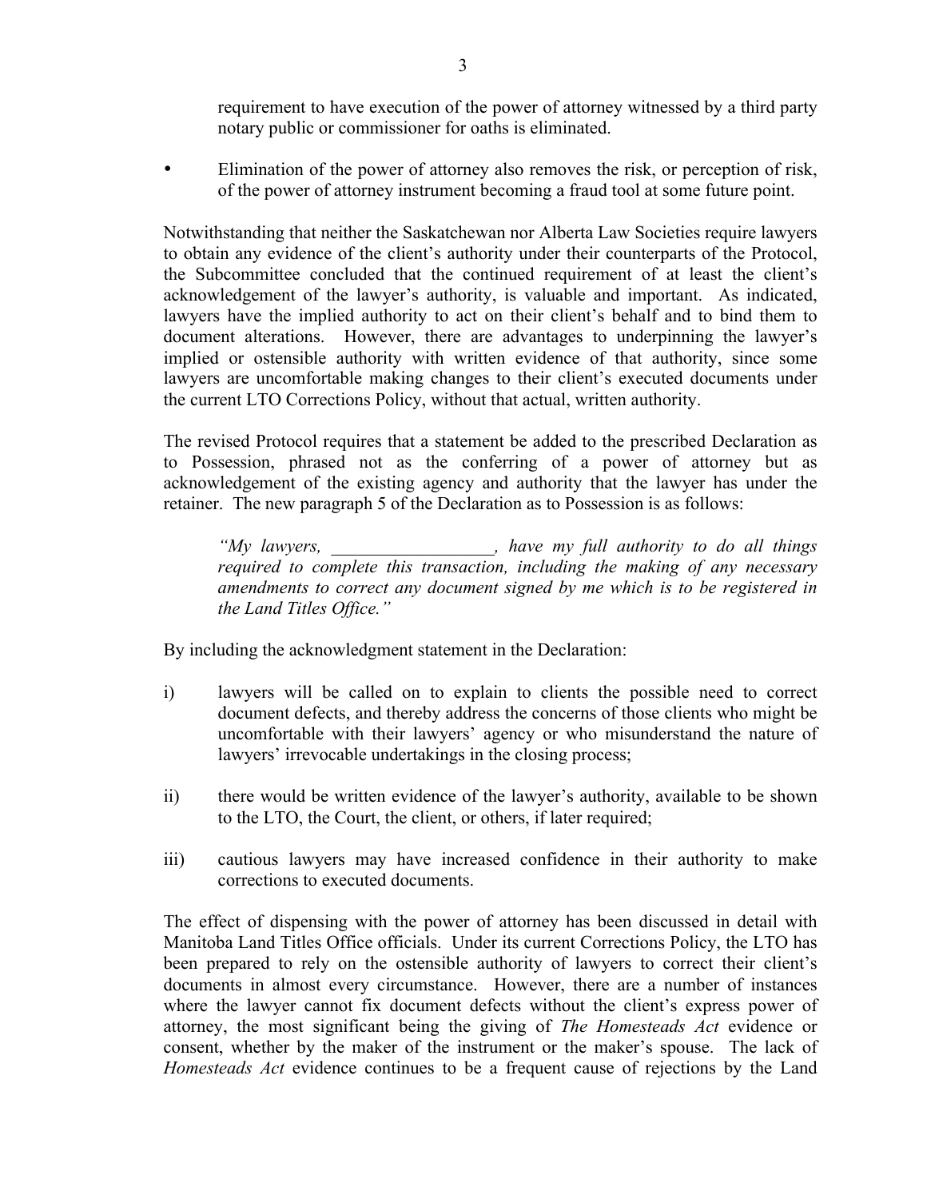requirement to have execution of the power of attorney witnessed by a third party notary public or commissioner for oaths is eliminated.

- Elimination of the power of attorney also removes the risk, or perception of risk, of the power of attorney instrument becoming a fraud tool at some future point.

Notwithstanding that neither the Saskatchewan nor Alberta Law Societies require lawyers to obtain any evidence of the client's authority under their counterparts of the Protocol, the Subcommittee concluded that the continued requirement of at least the client's acknowledgement of the lawyer's authority, is valuable and important. As indicated, lawyers have the implied authority to act on their client's behalf and to bind them to document alterations. However, there are advantages to underpinning the lawyer's implied or ostensible authority with written evidence of that authority, since some lawyers are uncomfortable making changes to their client's executed documents under the current LTO Corrections Policy, without that actual, written authority.

The revised Protocol requires that a statement be added to the prescribed Declaration as to Possession, phrased not as the conferring of a power of attorney but as acknowledgement of the existing agency and authority that the lawyer has under the retainer. The new paragraph 5 of the Declaration as to Possession is as follows:

> *"My lawyers, __________________, have my full authority to do all things required to complete this transaction, including the making of any necessary amendments to correct any document signed by me which is to be registered in the Land Titles Office."*

By including the acknowledgment statement in the Declaration:

i) lawyers will be called on to explain to clients the possible need to correct document defects, and thereby address the concerns of those clients who might be uncomfortable with their lawyers' agency or who misunderstand the nature of lawyers' irrevocable undertakings in the closing process;

ii) there would be written evidence of the lawyer's authority, available to be shown to the LTO, the Court, the client, or others, if later required;

iii) cautious lawyers may have increased confidence in their authority to make corrections to executed documents.

The effect of dispensing with the power of attorney has been discussed in detail with Manitoba Land Titles Office officials. Under its current Corrections Policy, the LTO has been prepared to rely on the ostensible authority of lawyers to correct their client's documents in almost every circumstance. However, there are a number of instances where the lawyer cannot fix document defects without the client's express power of attorney, the most significant being the giving of *The Homesteads Act* evidence or consent, whether by the maker of the instrument or the maker's spouse. The lack of *Homesteads Act* evidence continues to be a frequent cause of rejections by the Land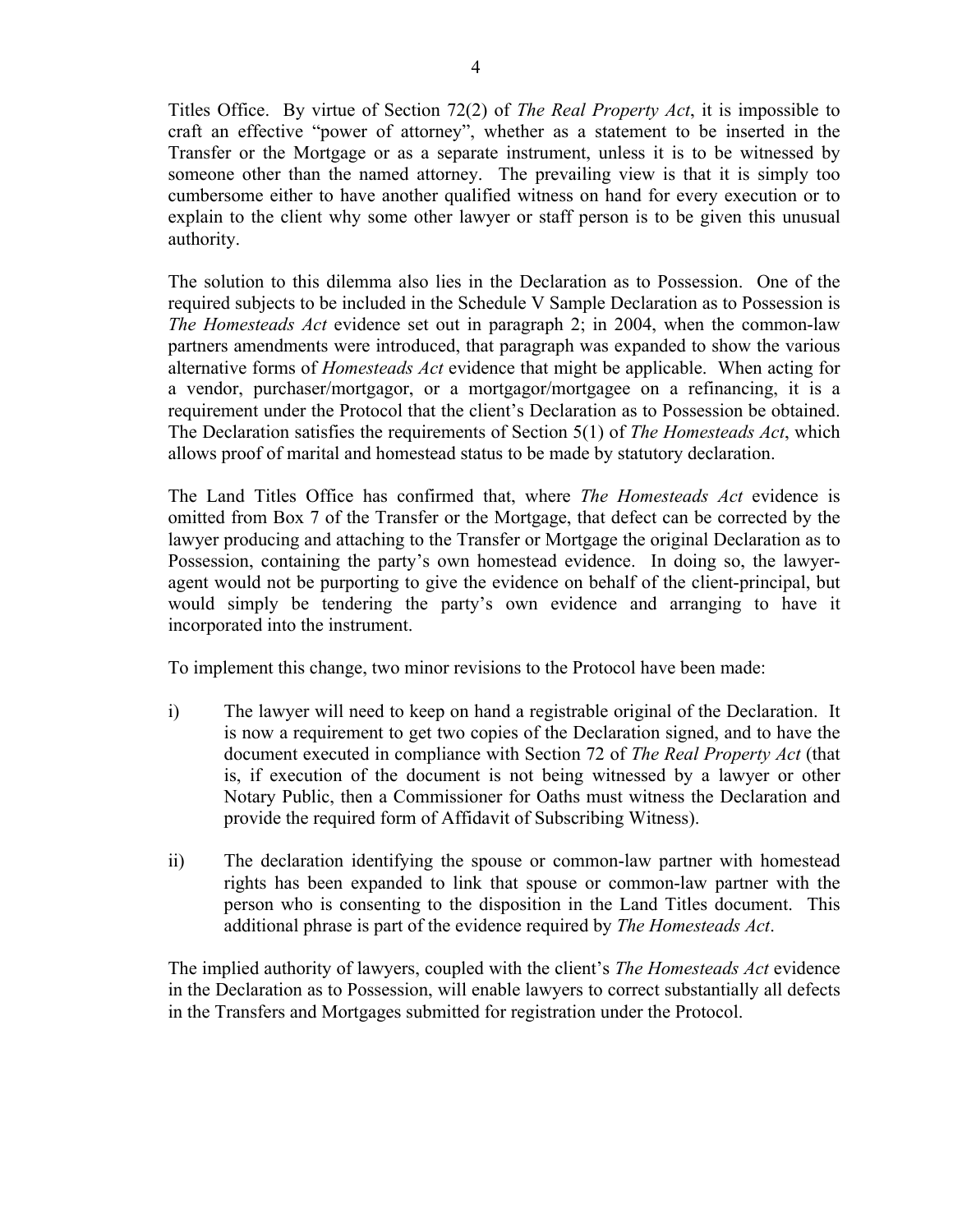Titles Office. By virtue of Section 72(2) of *The Real Property Act*, it is impossible to craft an effective "power of attorney", whether as a statement to be inserted in the Transfer or the Mortgage or as a separate instrument, unless it is to be witnessed by someone other than the named attorney. The prevailing view is that it is simply too cumbersome either to have another qualified witness on hand for every execution or to explain to the client why some other lawyer or staff person is to be given this unusual authority.

The solution to this dilemma also lies in the Declaration as to Possession. One of the required subjects to be included in the Schedule V Sample Declaration as to Possession is *The Homesteads Act* evidence set out in paragraph 2; in 2004, when the common-law partners amendments were introduced, that paragraph was expanded to show the various alternative forms of *Homesteads Act* evidence that might be applicable. When acting for a vendor, purchaser/mortgagor, or a mortgagor/mortgagee on a refinancing, it is a requirement under the Protocol that the client's Declaration as to Possession be obtained. The Declaration satisfies the requirements of Section 5(1) of *The Homesteads Act*, which allows proof of marital and homestead status to be made by statutory declaration.

The Land Titles Office has confirmed that, where *The Homesteads Act* evidence is omitted from Box 7 of the Transfer or the Mortgage, that defect can be corrected by the lawyer producing and attaching to the Transfer or Mortgage the original Declaration as to Possession, containing the party's own homestead evidence. In doing so, the lawyer-agent would not be purporting to give the evidence on behalf of the client-principal, but would simply be tendering the party's own evidence and arranging to have it incorporated into the instrument.

To implement this change, two minor revisions to the Protocol have been made:

i) The lawyer will need to keep on hand a registrable original of the Declaration. It is now a requirement to get two copies of the Declaration signed, and to have the document executed in compliance with Section 72 of *The Real Property Act* (that is, if execution of the document is not being witnessed by a lawyer or other Notary Public, then a Commissioner for Oaths must witness the Declaration and provide the required form of Affidavit of Subscribing Witness).

ii) The declaration identifying the spouse or common-law partner with homestead rights has been expanded to link that spouse or common-law partner with the person who is consenting to the disposition in the Land Titles document. This additional phrase is part of the evidence required by *The Homesteads Act*.

The implied authority of lawyers, coupled with the client's *The Homesteads Act* evidence in the Declaration as to Possession, will enable lawyers to correct substantially all defects in the Transfers and Mortgages submitted for registration under the Protocol.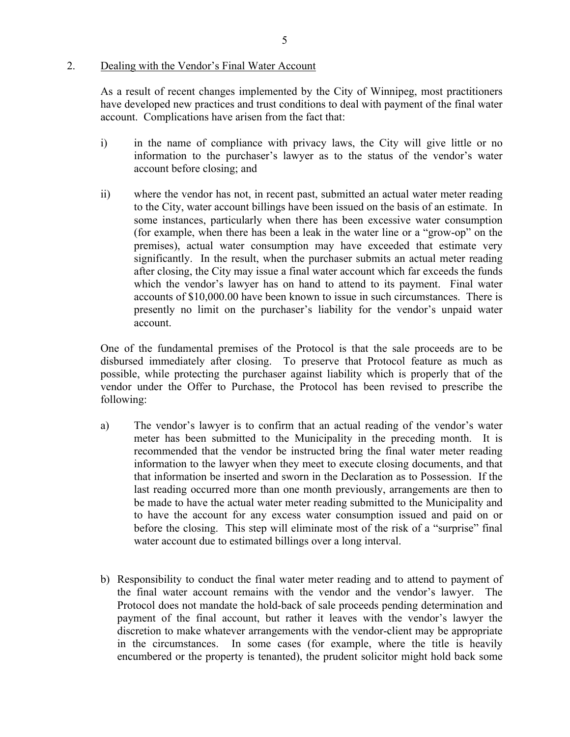2. Dealing with the Vendor's Final Water Account

As a result of recent changes implemented by the City of Winnipeg, most practitioners have developed new practices and trust conditions to deal with payment of the final water account. Complications have arisen from the fact that:

i) in the name of compliance with privacy laws, the City will give little or no information to the purchaser's lawyer as to the status of the vendor's water account before closing; and

ii) where the vendor has not, in recent past, submitted an actual water meter reading to the City, water account billings have been issued on the basis of an estimate. In some instances, particularly when there has been excessive water consumption (for example, when there has been a leak in the water line or a "grow-op" on the premises), actual water consumption may have exceeded that estimate very significantly. In the result, when the purchaser submits an actual meter reading after closing, the City may issue a final water account which far exceeds the funds which the vendor's lawyer has on hand to attend to its payment. Final water accounts of $10,000.00 have been known to issue in such circumstances. There is presently no limit on the purchaser's liability for the vendor's unpaid water account.

One of the fundamental premises of the Protocol is that the sale proceeds are to be disbursed immediately after closing. To preserve that Protocol feature as much as possible, while protecting the purchaser against liability which is properly that of the vendor under the Offer to Purchase, the Protocol has been revised to prescribe the following:

a) The vendor's lawyer is to confirm that an actual reading of the vendor's water meter has been submitted to the Municipality in the preceding month. It is recommended that the vendor be instructed bring the final water meter reading information to the lawyer when they meet to execute closing documents, and that that information be inserted and sworn in the Declaration as to Possession. If the last reading occurred more than one month previously, arrangements are then to be made to have the actual water meter reading submitted to the Municipality and to have the account for any excess water consumption issued and paid on or before the closing. This step will eliminate most of the risk of a "surprise" final water account due to estimated billings over a long interval.

b) Responsibility to conduct the final water meter reading and to attend to payment of the final water account remains with the vendor and the vendor's lawyer. The Protocol does not mandate the hold-back of sale proceeds pending determination and payment of the final account, but rather it leaves with the vendor's lawyer the discretion to make whatever arrangements with the vendor-client may be appropriate in the circumstances. In some cases (for example, where the title is heavily encumbered or the property is tenanted), the prudent solicitor might hold back some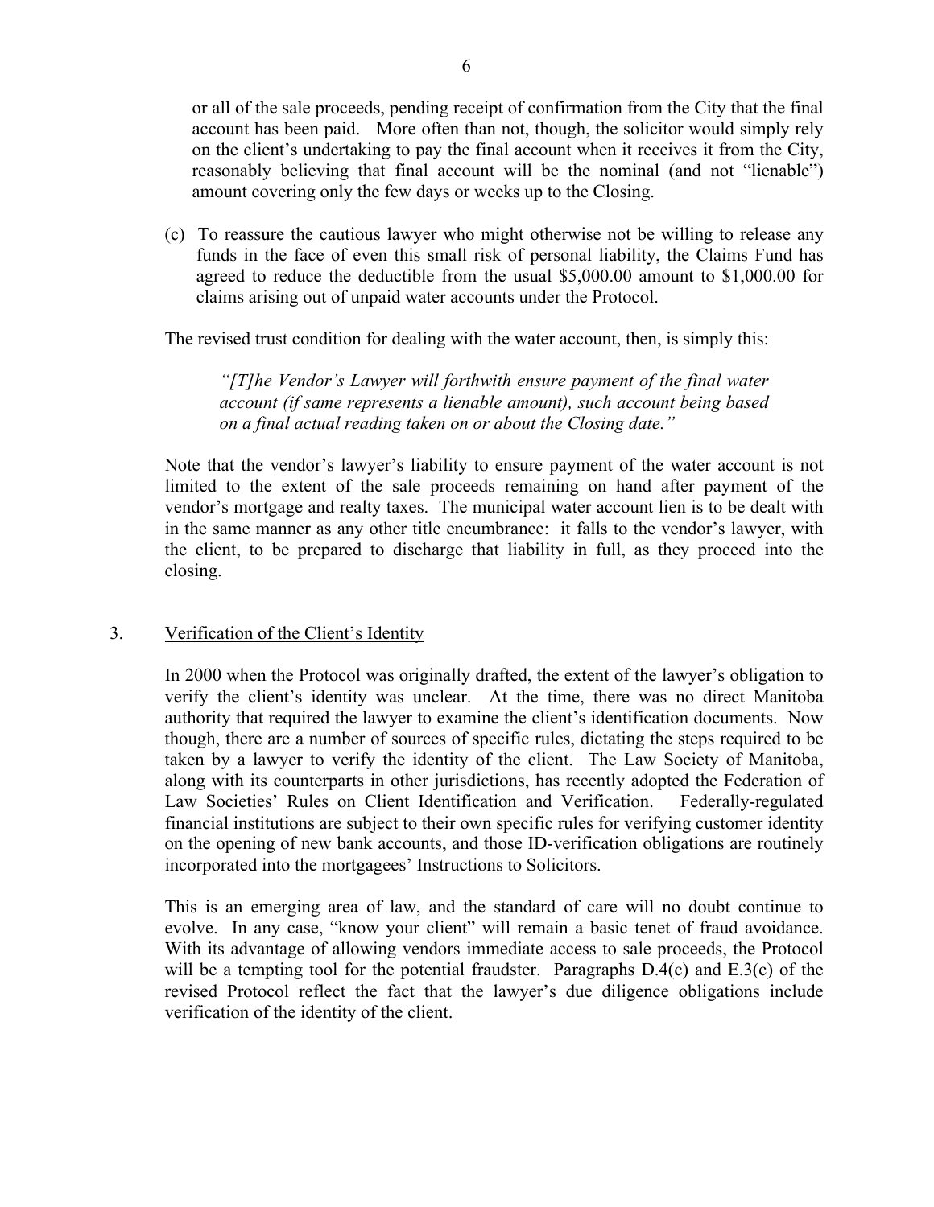or all of the sale proceeds, pending receipt of confirmation from the City that the final account has been paid. More often than not, though, the solicitor would simply rely on the client's undertaking to pay the final account when it receives it from the City, reasonably believing that final account will be the nominal (and not "lienable") amount covering only the few days or weeks up to the Closing.

(c) To reassure the cautious lawyer who might otherwise not be willing to release any funds in the face of even this small risk of personal liability, the Claims Fund has agreed to reduce the deductible from the usual $5,000.00 amount to $1,000.00 for claims arising out of unpaid water accounts under the Protocol.

The revised trust condition for dealing with the water account, then, is simply this:

> *"[T]he Vendor's Lawyer will forthwith ensure payment of the final water account (if same represents a lienable amount), such account being based on a final actual reading taken on or about the Closing date."*

Note that the vendor's lawyer's liability to ensure payment of the water account is not limited to the extent of the sale proceeds remaining on hand after payment of the vendor's mortgage and realty taxes. The municipal water account lien is to be dealt with in the same manner as any other title encumbrance: it falls to the vendor's lawyer, with the client, to be prepared to discharge that liability in full, as they proceed into the closing.

### 3. Verification of the Client's Identity

In 2000 when the Protocol was originally drafted, the extent of the lawyer's obligation to verify the client's identity was unclear. At the time, there was no direct Manitoba authority that required the lawyer to examine the client's identification documents. Now though, there are a number of sources of specific rules, dictating the steps required to be taken by a lawyer to verify the identity of the client. The Law Society of Manitoba, along with its counterparts in other jurisdictions, has recently adopted the Federation of Law Societies' Rules on Client Identification and Verification. Federally-regulated financial institutions are subject to their own specific rules for verifying customer identity on the opening of new bank accounts, and those ID-verification obligations are routinely incorporated into the mortgagees' Instructions to Solicitors.

This is an emerging area of law, and the standard of care will no doubt continue to evolve. In any case, "know your client" will remain a basic tenet of fraud avoidance. With its advantage of allowing vendors immediate access to sale proceeds, the Protocol will be a tempting tool for the potential fraudster. Paragraphs D.4(c) and E.3(c) of the revised Protocol reflect the fact that the lawyer's due diligence obligations include verification of the identity of the client.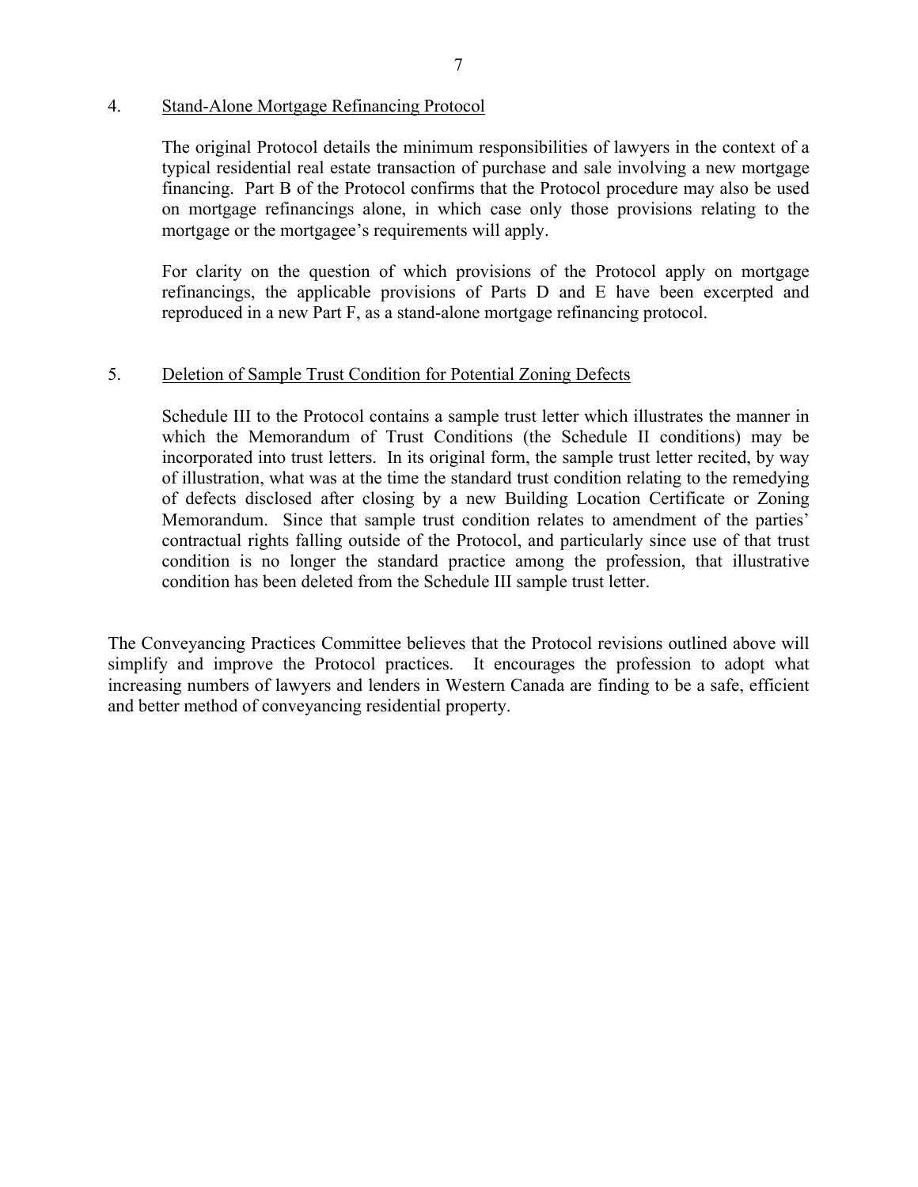4. Stand-Alone Mortgage Refinancing Protocol

   The original Protocol details the minimum responsibilities of lawyers in the context of a typical residential real estate transaction of purchase and sale involving a new mortgage financing. Part B of the Protocol confirms that the Protocol procedure may also be used on mortgage refinancings alone, in which case only those provisions relating to the mortgage or the mortgagee's requirements will apply.

   For clarity on the question of which provisions of the Protocol apply on mortgage refinancings, the applicable provisions of Parts D and E have been excerpted and reproduced in a new Part F, as a stand-alone mortgage refinancing protocol.

5. Deletion of Sample Trust Condition for Potential Zoning Defects

   Schedule III to the Protocol contains a sample trust letter which illustrates the manner in which the Memorandum of Trust Conditions (the Schedule II conditions) may be incorporated into trust letters. In its original form, the sample trust letter recited, by way of illustration, what was at the time the standard trust condition relating to the remedying of defects disclosed after closing by a new Building Location Certificate or Zoning Memorandum. Since that sample trust condition relates to amendment of the parties' contractual rights falling outside of the Protocol, and particularly since use of that trust condition is no longer the standard practice among the profession, that illustrative condition has been deleted from the Schedule III sample trust letter.

The Conveyancing Practices Committee believes that the Protocol revisions outlined above will simplify and improve the Protocol practices. It encourages the profession to adopt what increasing numbers of lawyers and lenders in Western Canada are finding to be a safe, efficient and better method of conveyancing residential property.